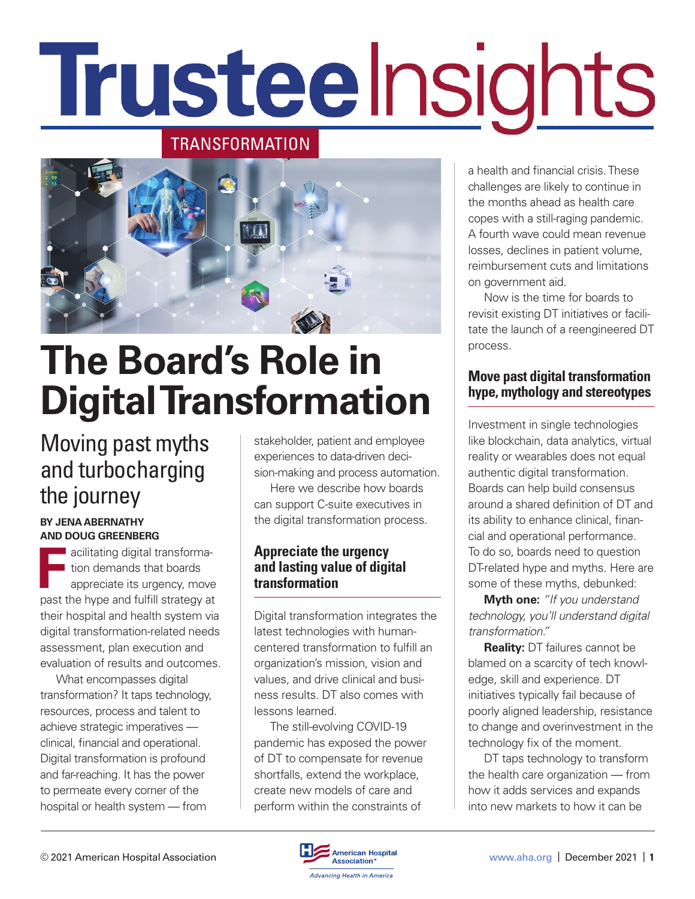# Trustee Insights

TRANSFORMATION

# The Board's Role in Digital Transformation

## Moving past myths and turbocharging the journey

**BY JENA ABERNATHY AND DOUG GREENBERG**

Facilitating digital transformation demands that boards appreciate its urgency, move past the hype and fulfill strategy at their hospital and health system via digital transformation-related needs assessment, plan execution and evaluation of results and outcomes.

What encompasses digital transformation? It taps technology, resources, process and talent to achieve strategic imperatives — clinical, financial and operational. Digital transformation is profound and far-reaching. It has the power to permeate every corner of the hospital or health system — from stakeholder, patient and employee experiences to data-driven decision-making and process automation.

Here we describe how boards can support C-suite executives in the digital transformation process.

### Appreciate the urgency and lasting value of digital transformation

Digital transformation integrates the latest technologies with human-centered transformation to fulfill an organization's mission, vision and values, and drive clinical and business results. DT also comes with lessons learned.

The still-evolving COVID-19 pandemic has exposed the power of DT to compensate for revenue shortfalls, extend the workplace, create new models of care and perform within the constraints of a health and financial crisis. These challenges are likely to continue in the months ahead as health care copes with a still-raging pandemic. A fourth wave could mean revenue losses, declines in patient volume, reimbursement cuts and limitations on government aid.

Now is the time for boards to revisit existing DT initiatives or facilitate the launch of a reengineered DT process.

### Move past digital transformation hype, mythology and stereotypes

Investment in single technologies like blockchain, data analytics, virtual reality or wearables does not equal authentic digital transformation. Boards can help build consensus around a shared definition of DT and its ability to enhance clinical, financial and operational performance. To do so, boards need to question DT-related hype and myths. Here are some of these myths, debunked:

**Myth one:** *"If you understand technology, you'll understand digital transformation."*

**Reality:** DT failures cannot be blamed on a scarcity of tech knowledge, skill and experience. DT initiatives typically fail because of poorly aligned leadership, resistance to change and overinvestment in the technology fix of the moment.

DT taps technology to transform the health care organization — from how it adds services and expands into new markets to how it can be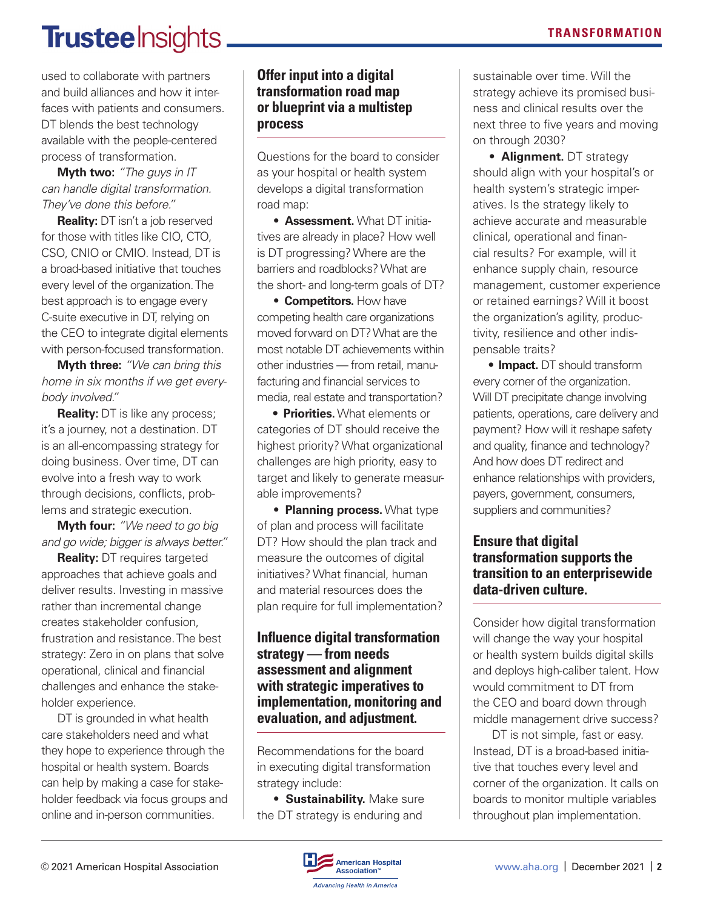used to collaborate with partners and build alliances and how it interfaces with patients and consumers. DT blends the best technology available with the people-centered process of transformation.

**Myth two:** *"The guys in IT can handle digital transformation. They've done this before."*

**Reality:** DT isn't a job reserved for those with titles like CIO, CTO, CSO, CNIO or CMIO. Instead, DT is a broad-based initiative that touches every level of the organization. The best approach is to engage every C-suite executive in DT, relying on the CEO to integrate digital elements with person-focused transformation.

**Myth three:** *"We can bring this home in six months if we get everybody involved."*

**Reality:** DT is like any process; it's a journey, not a destination. DT is an all-encompassing strategy for doing business. Over time, DT can evolve into a fresh way to work through decisions, conflicts, problems and strategic execution.

**Myth four:** *"We need to go big and go wide; bigger is always better."*

**Reality:** DT requires targeted approaches that achieve goals and deliver results. Investing in massive rather than incremental change creates stakeholder confusion, frustration and resistance. The best strategy: Zero in on plans that solve operational, clinical and financial challenges and enhance the stakeholder experience.

DT is grounded in what health care stakeholders need and what they hope to experience through the hospital or health system. Boards can help by making a case for stakeholder feedback via focus groups and online and in-person communities.

## Offer input into a digital transformation road map or blueprint via a multistep process

Questions for the board to consider as your hospital or health system develops a digital transformation road map:

- **Assessment.** What DT initiatives are already in place? How well is DT progressing? Where are the barriers and roadblocks? What are the short- and long-term goals of DT?
- **Competitors.** How have competing health care organizations moved forward on DT? What are the most notable DT achievements within other industries — from retail, manufacturing and financial services to media, real estate and transportation?
- **Priorities.** What elements or categories of DT should receive the highest priority? What organizational challenges are high priority, easy to target and likely to generate measurable improvements?
- **Planning process.** What type of plan and process will facilitate DT? How should the plan track and measure the outcomes of digital initiatives? What financial, human and material resources does the plan require for full implementation?

## Influence digital transformation strategy — from needs assessment and alignment with strategic imperatives to implementation, monitoring and evaluation, and adjustment.

Recommendations for the board in executing digital transformation strategy include:

- **Sustainability.** Make sure the DT strategy is enduring and sustainable over time. Will the strategy achieve its promised business and clinical results over the next three to five years and moving on through 2030?
- **Alignment.** DT strategy should align with your hospital's or health system's strategic imperatives. Is the strategy likely to achieve accurate and measurable clinical, operational and financial results? For example, will it enhance supply chain, resource management, customer experience or retained earnings? Will it boost the organization's agility, productivity, resilience and other indispensable traits?
- **Impact.** DT should transform every corner of the organization. Will DT precipitate change involving patients, operations, care delivery and payment? How will it reshape safety and quality, finance and technology? And how does DT redirect and enhance relationships with providers, payers, government, consumers, suppliers and communities?

## Ensure that digital transformation supports the transition to an enterprisewide data-driven culture.

Consider how digital transformation will change the way your hospital or health system builds digital skills and deploys high-caliber talent. How would commitment to DT from the CEO and board down through middle management drive success?

DT is not simple, fast or easy. Instead, DT is a broad-based initiative that touches every level and corner of the organization. It calls on boards to monitor multiple variables throughout plan implementation.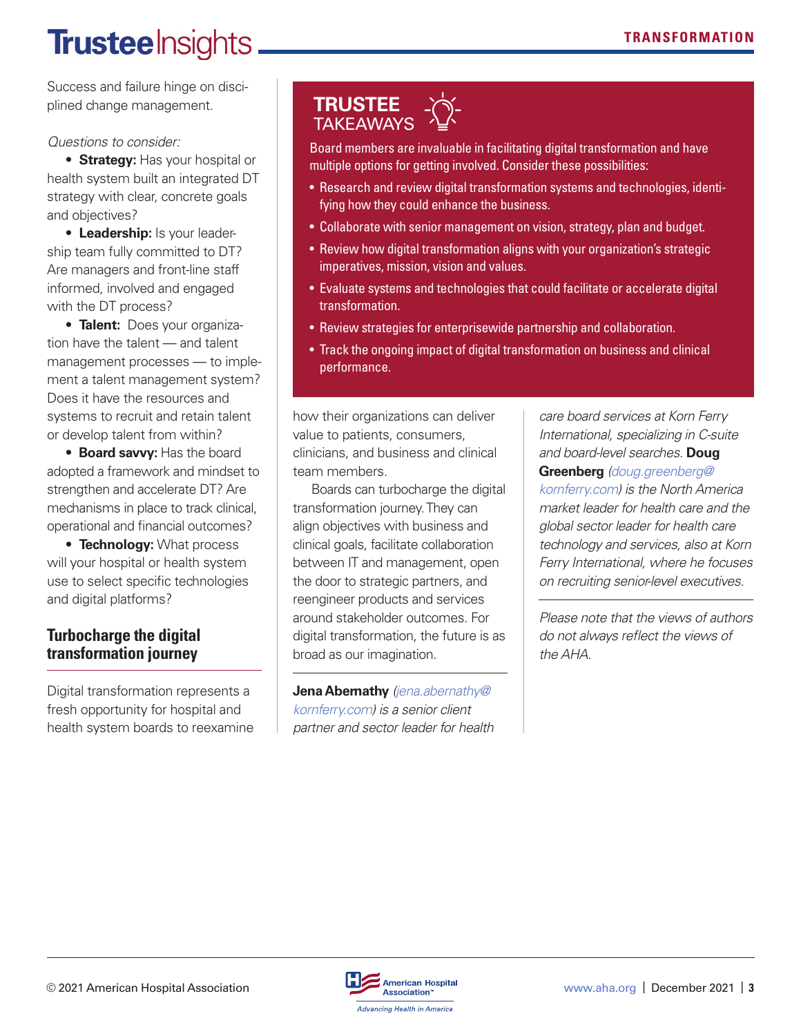Success and failure hinge on disciplined change management.

*Questions to consider:*

- **Strategy:** Has your hospital or health system built an integrated DT strategy with clear, concrete goals and objectives?
- **Leadership:** Is your leadership team fully committed to DT? Are managers and front-line staff informed, involved and engaged with the DT process?
- **Talent:** Does your organization have the talent — and talent management processes — to implement a talent management system? Does it have the resources and systems to recruit and retain talent or develop talent from within?
- **Board savvy:** Has the board adopted a framework and mindset to strengthen and accelerate DT? Are mechanisms in place to track clinical, operational and financial outcomes?
- **Technology:** What process will your hospital or health system use to select specific technologies and digital platforms?

## Turbocharge the digital transformation journey

Digital transformation represents a fresh opportunity for hospital and health system boards to reexamine how their organizations can deliver value to patients, consumers, clinicians, and business and clinical team members.

Boards can turbocharge the digital transformation journey. They can align objectives with business and clinical goals, facilitate collaboration between IT and management, open the door to strategic partners, and reengineer products and services around stakeholder outcomes. For digital transformation, the future is as broad as our imagination.

**Jena Abernathy** *(jena.abernathy@kornferry.com) is a senior client partner and sector leader for health care board services at Korn Ferry International, specializing in C-suite and board-level searches.* **Doug Greenberg** *(doug.greenberg@kornferry.com) is the North America market leader for health care and the global sector leader for health care technology and services, also at Korn Ferry International, where he focuses on recruiting senior-level executives.*

*Please note that the views of authors do not always reflect the views of the AHA.*

## TRUSTEE TAKEAWAYS

Board members are invaluable in facilitating digital transformation and have multiple options for getting involved. Consider these possibilities:

- Research and review digital transformation systems and technologies, identifying how they could enhance the business.
- Collaborate with senior management on vision, strategy, plan and budget.
- Review how digital transformation aligns with your organization's strategic imperatives, mission, vision and values.
- Evaluate systems and technologies that could facilitate or accelerate digital transformation.
- Review strategies for enterprisewide partnership and collaboration.
- Track the ongoing impact of digital transformation on business and clinical performance.